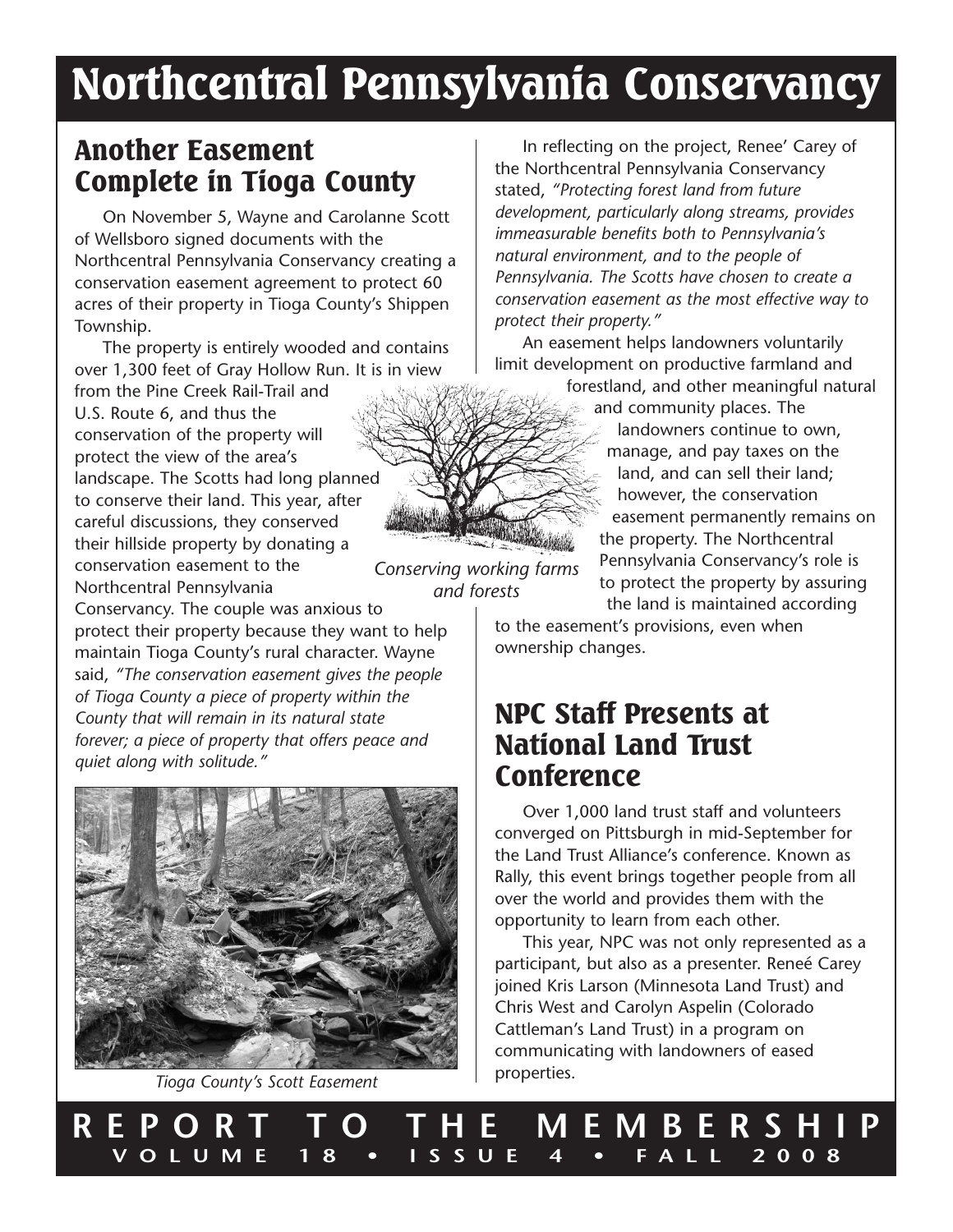# Northcentral Pennsylvania Conservancy

## Another Easement Complete in Tioga County

On November 5, Wayne and Carolanne Scott of Wellsboro signed documents with the Northcentral Pennsylvania Conservancy creating a conservation easement agreement to protect 60 acres of their property in Tioga County's Shippen Township.

The property is entirely wooded and contains over 1,300 feet of Gray Hollow Run. It is in view from the Pine Creek Rail-Trail and U.S. Route 6, and thus the conservation of the property will protect the view of the area's landscape. The Scotts had long planned to conserve their land. This year, after careful discussions, they conserved their hillside property by donating a conservation easement to the Northcentral Pennsylvania Conservancy. The couple was anxious to protect their property because they want to help maintain Tioga County's rural character. Wayne said, *"The conservation easement gives the people of Tioga County a piece of property within the County that will remain in its natural state forever; a piece of property that offers peace and quiet along with solitude."*

*Tioga County's Scott Easement*

In reflecting on the project, Renee' Carey of the Northcentral Pennsylvania Conservancy stated, *"Protecting forest land from future development, particularly along streams, provides immeasurable benefits both to Pennsylvania's natural environment, and to the people of Pennsylvania. The Scotts have chosen to create a conservation easement as the most effective way to protect their property."*

An easement helps landowners voluntarily limit development on productive farmland and forestland, and other meaningful natural and community places. The landowners continue to own, manage, and pay taxes on the land, and can sell their land; however, the conservation easement permanently remains on the property. The Northcentral Pennsylvania Conservancy's role is to protect the property by assuring the land is maintained according to the easement's provisions, even when ownership changes.

*Conserving working farms and forests*

## NPC Staff Presents at National Land Trust Conference

Over 1,000 land trust staff and volunteers converged on Pittsburgh in mid-September for the Land Trust Alliance's conference. Known as Rally, this event brings together people from all over the world and provides them with the opportunity to learn from each other.

This year, NPC was not only represented as a participant, but also as a presenter. Reneé Carey joined Kris Larson (Minnesota Land Trust) and Chris West and Carolyn Aspelin (Colorado Cattleman's Land Trust) in a program on communicating with landowners of eased properties.

**REPORT TO THE MEMBERSHIP**
**VOLUME 18 • ISSUE 4 • FALL 2008**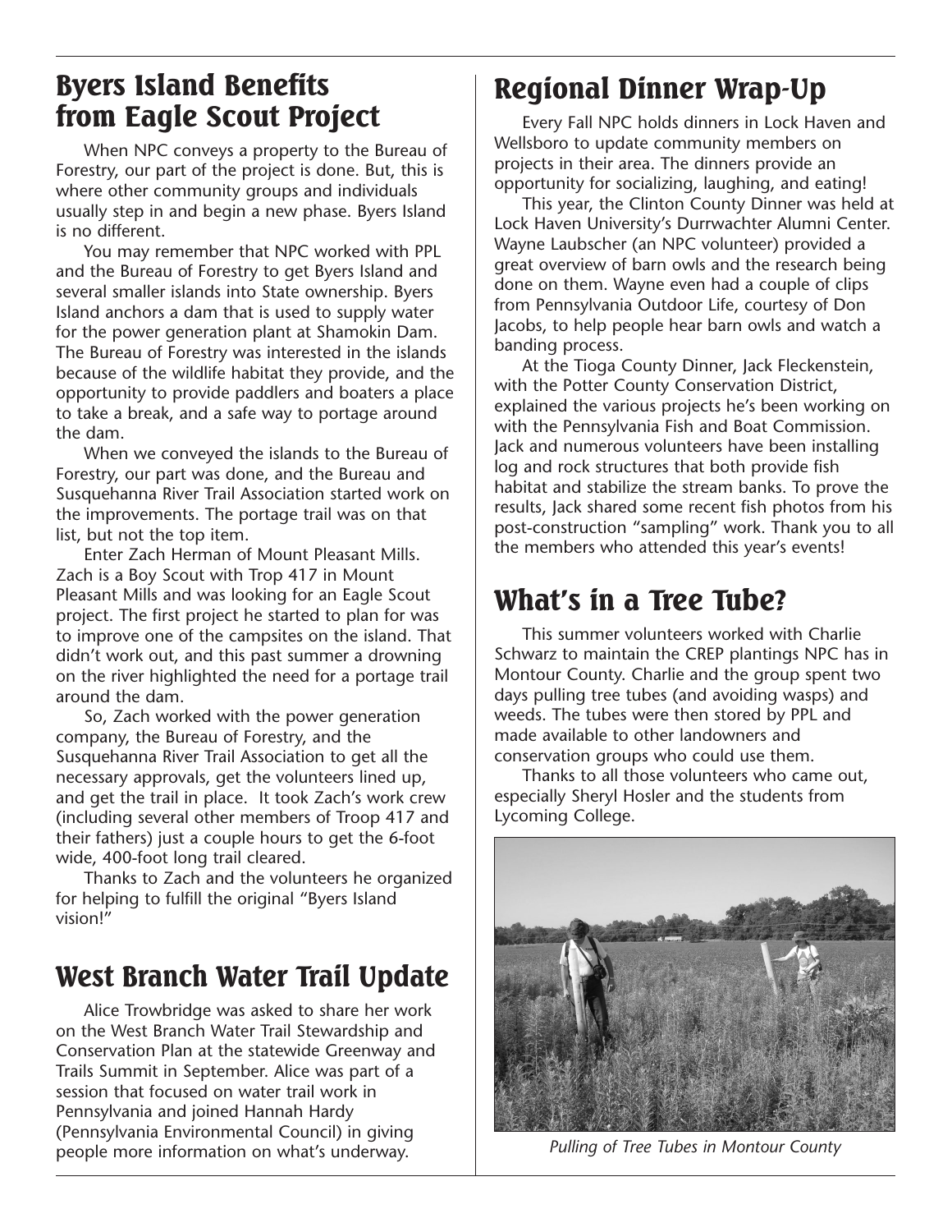## Byers Island Benefits from Eagle Scout Project

When NPC conveys a property to the Bureau of Forestry, our part of the project is done. But, this is where other community groups and individuals usually step in and begin a new phase. Byers Island is no different.

You may remember that NPC worked with PPL and the Bureau of Forestry to get Byers Island and several smaller islands into State ownership. Byers Island anchors a dam that is used to supply water for the power generation plant at Shamokin Dam. The Bureau of Forestry was interested in the islands because of the wildlife habitat they provide, and the opportunity to provide paddlers and boaters a place to take a break, and a safe way to portage around the dam.

When we conveyed the islands to the Bureau of Forestry, our part was done, and the Bureau and Susquehanna River Trail Association started work on the improvements. The portage trail was on that list, but not the top item.

Enter Zach Herman of Mount Pleasant Mills. Zach is a Boy Scout with Trop 417 in Mount Pleasant Mills and was looking for an Eagle Scout project. The first project he started to plan for was to improve one of the campsites on the island. That didn't work out, and this past summer a drowning on the river highlighted the need for a portage trail around the dam.

So, Zach worked with the power generation company, the Bureau of Forestry, and the Susquehanna River Trail Association to get all the necessary approvals, get the volunteers lined up, and get the trail in place. It took Zach's work crew (including several other members of Troop 417 and their fathers) just a couple hours to get the 6-foot wide, 400-foot long trail cleared.

Thanks to Zach and the volunteers he organized for helping to fulfill the original "Byers Island vision!"

## West Branch Water Trail Update

Alice Trowbridge was asked to share her work on the West Branch Water Trail Stewardship and Conservation Plan at the statewide Greenway and Trails Summit in September. Alice was part of a session that focused on water trail work in Pennsylvania and joined Hannah Hardy (Pennsylvania Environmental Council) in giving people more information on what's underway.

## Regional Dinner Wrap-Up

Every Fall NPC holds dinners in Lock Haven and Wellsboro to update community members on projects in their area. The dinners provide an opportunity for socializing, laughing, and eating!

This year, the Clinton County Dinner was held at Lock Haven University's Durrwachter Alumni Center. Wayne Laubscher (an NPC volunteer) provided a great overview of barn owls and the research being done on them. Wayne even had a couple of clips from Pennsylvania Outdoor Life, courtesy of Don Jacobs, to help people hear barn owls and watch a banding process.

At the Tioga County Dinner, Jack Fleckenstein, with the Potter County Conservation District, explained the various projects he's been working on with the Pennsylvania Fish and Boat Commission. Jack and numerous volunteers have been installing log and rock structures that both provide fish habitat and stabilize the stream banks. To prove the results, Jack shared some recent fish photos from his post-construction "sampling" work. Thank you to all the members who attended this year's events!

## What's in a Tree Tube?

This summer volunteers worked with Charlie Schwarz to maintain the CREP plantings NPC has in Montour County. Charlie and the group spent two days pulling tree tubes (and avoiding wasps) and weeds. The tubes were then stored by PPL and made available to other landowners and conservation groups who could use them.

Thanks to all those volunteers who came out, especially Sheryl Hosler and the students from Lycoming College.

*Pulling of Tree Tubes in Montour County*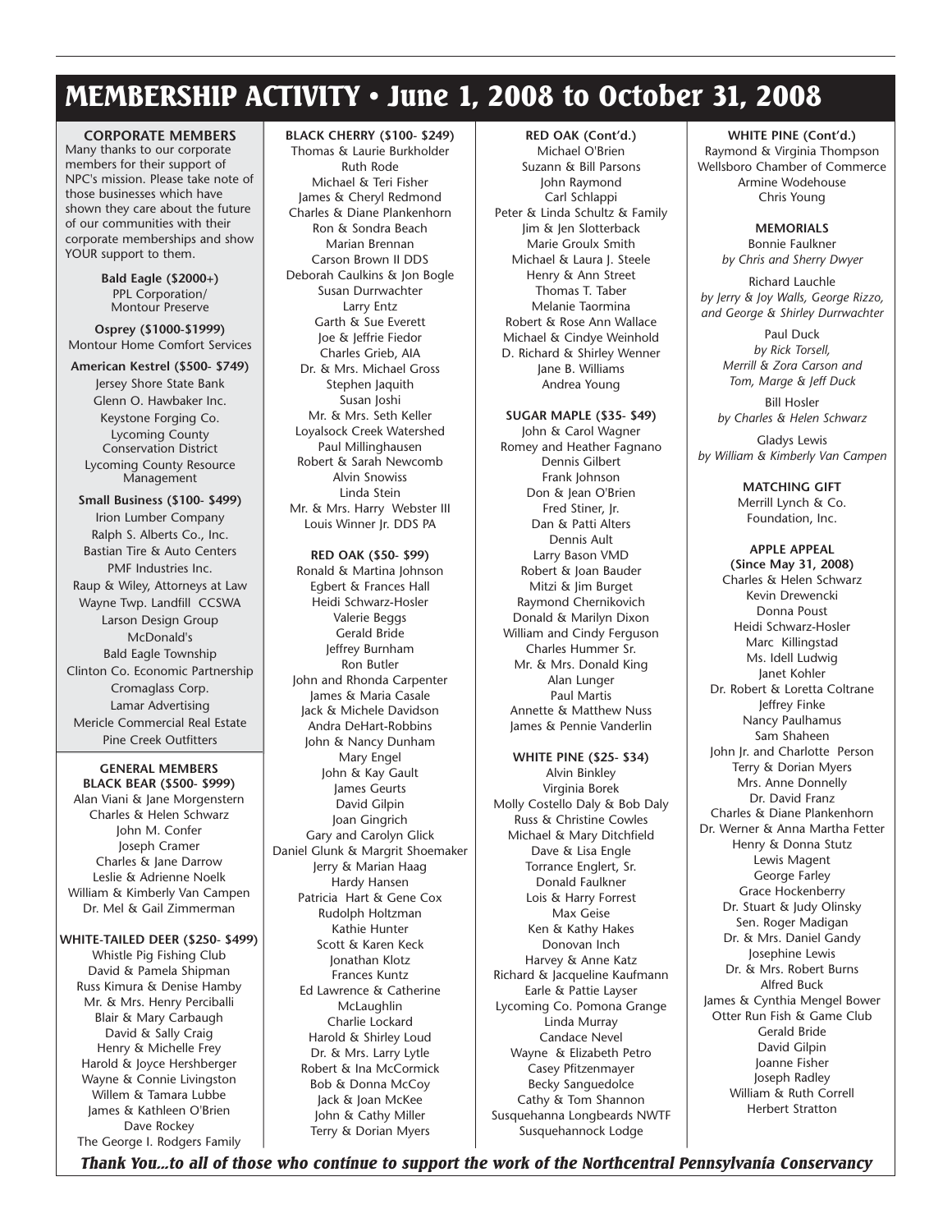# MEMBERSHIP ACTIVITY • June 1, 2008 to October 31, 2008

## CORPORATE MEMBERS

Many thanks to our corporate members for their support of NPC's mission. Please take note of those businesses which have shown they care about the future of our communities with their corporate memberships and show YOUR support to them.

**Bald Eagle ($2000+)**

PPL Corporation/
Montour Preserve

**Osprey ($1000-$1999)**

Montour Home Comfort Services

**American Kestrel ($500- $749)**

Jersey Shore State Bank
Glenn O. Hawbaker Inc.
Keystone Forging Co.
Lycoming County Conservation District
Lycoming County Resource Management

**Small Business ($100- $499)**

Irion Lumber Company
Ralph S. Alberts Co., Inc.
Bastian Tire & Auto Centers
PMF Industries Inc.
Raup & Wiley, Attorneys at Law
Wayne Twp. Landfill CCSWA
Larson Design Group
McDonald's
Bald Eagle Township
Clinton Co. Economic Partnership
Cromaglass Corp.
Lamar Advertising
Mericle Commercial Real Estate
Pine Creek Outfitters

## GENERAL MEMBERS

**BLACK BEAR ($500- $999)**

Alan Viani & Jane Morgenstern
Charles & Helen Schwarz
John M. Confer
Joseph Cramer
Charles & Jane Darrow
Leslie & Adrienne Noelk
William & Kimberly Van Campen
Dr. Mel & Gail Zimmerman

**WHITE-TAILED DEER ($250- $499)**

Whistle Pig Fishing Club
David & Pamela Shipman
Russ Kimura & Denise Hamby
Mr. & Mrs. Henry Perciballi
Blair & Mary Carbaugh
David & Sally Craig
Henry & Michelle Frey
Harold & Joyce Hershberger
Wayne & Connie Livingston
Willem & Tamara Lubbe
James & Kathleen O'Brien
Dave Rockey
The George I. Rodgers Family

**BLACK CHERRY ($100- $249)**

Thomas & Laurie Burkholder
Ruth Rode
Michael & Teri Fisher
James & Cheryl Redmond
Charles & Diane Plankenhorn
Ron & Sondra Beach
Marian Brennan
Carson Brown II DDS
Deborah Caulkins & Jon Bogle
Susan Durrwachter
Larry Entz
Garth & Sue Everett
Joe & Jeffrie Fiedor
Charles Grieb, AIA
Dr. & Mrs. Michael Gross
Stephen Jaquith
Susan Joshi
Mr. & Mrs. Seth Keller
Loyalsock Creek Watershed
Paul Millinghausen
Robert & Sarah Newcomb
Alvin Snowiss
Linda Stein
Mr. & Mrs. Harry Webster III
Louis Winner Jr. DDS PA

**RED OAK ($50- $99)**

Ronald & Martina Johnson
Egbert & Frances Hall
Heidi Schwarz-Hosler
Valerie Beggs
Gerald Bride
Jeffrey Burnham
Ron Butler
John and Rhonda Carpenter
James & Maria Casale
Jack & Michele Davidson
Andra DeHart-Robbins
John & Nancy Dunham
Mary Engel
John & Kay Gault
James Geurts
David Gilpin
Joan Gingrich
Gary and Carolyn Glick
Daniel Glunk & Margrit Shoemaker
Jerry & Marian Haag
Hardy Hansen
Patricia Hart & Gene Cox
Rudolph Holtzman
Kathie Hunter
Scott & Karen Keck
Jonathan Klotz
Frances Kuntz
Ed Lawrence & Catherine McLaughlin
Charlie Lockard
Harold & Shirley Loud
Dr. & Mrs. Larry Lytle
Robert & Ina McCormick
Bob & Donna McCoy
Jack & Joan McKee
John & Cathy Miller
Terry & Dorian Myers

**RED OAK (Cont'd.)**

Michael O'Brien
Suzann & Bill Parsons
John Raymond
Carl Schlappi
Peter & Linda Schultz & Family
Jim & Jen Slotterback
Marie Groulx Smith
Michael & Laura J. Steele
Henry & Ann Street
Thomas T. Taber
Melanie Taormina
Robert & Rose Ann Wallace
Michael & Cindye Weinhold
D. Richard & Shirley Wenner
Jane B. Williams
Andrea Young

**SUGAR MAPLE ($35- $49)**

John & Carol Wagner
Romey and Heather Fagnano
Dennis Gilbert
Frank Johnson
Don & Jean O'Brien
Fred Stiner, Jr.
Dan & Patti Alters
Dennis Ault
Larry Bason VMD
Robert & Joan Bauder
Mitzi & Jim Burget
Raymond Chernikovich
Donald & Marilyn Dixon
William and Cindy Ferguson
Charles Hummer Sr.
Mr. & Mrs. Donald King
Alan Lunger
Paul Martis
Annette & Matthew Nuss
James & Pennie Vanderlin

**WHITE PINE ($25- $34)**

Alvin Binkley
Virginia Borek
Molly Costello Daly & Bob Daly
Russ & Christine Cowles
Michael & Mary Ditchfield
Dave & Lisa Engle
Torrance Englert, Sr.
Donald Faulkner
Lois & Harry Forrest
Max Geise
Ken & Kathy Hakes
Donovan Inch
Harvey & Anne Katz
Richard & Jacqueline Kaufmann
Earle & Pattie Layser
Lycoming Co. Pomona Grange
Linda Murray
Candace Nevel
Wayne & Elizabeth Petro
Casey Pfitzenmayer
Becky Sanguedolce
Cathy & Tom Shannon
Susquehanna Longbeards NWTF
Susquehannock Lodge

**WHITE PINE (Cont'd.)**

Raymond & Virginia Thompson
Wellsboro Chamber of Commerce
Armine Wodehouse
Chris Young

**MEMORIALS**

Bonnie Faulkner
*by Chris and Sherry Dwyer*

Richard Lauchle
*by Jerry & Joy Walls, George Rizzo, and George & Shirley Durrwachter*

Paul Duck
*by Rick Torsell, Merrill & Zora Carson and Tom, Marge & Jeff Duck*

Bill Hosler
*by Charles & Helen Schwarz*

Gladys Lewis
*by William & Kimberly Van Campen*

**MATCHING GIFT**

Merrill Lynch & Co. Foundation, Inc.

**APPLE APPEAL (Since May 31, 2008)**

Charles & Helen Schwarz
Kevin Drewencki
Donna Poust
Heidi Schwarz-Hosler
Marc Killingstad
Ms. Idell Ludwig
Janet Kohler
Dr. Robert & Loretta Coltrane
Jeffrey Finke
Nancy Paulhamus
Sam Shaheen
John Jr. and Charlotte Person
Terry & Dorian Myers
Mrs. Anne Donnelly
Dr. David Franz
Charles & Diane Plankenhorn
Dr. Werner & Anna Martha Fetter
Henry & Donna Stutz
Lewis Magent
George Farley
Grace Hockenberry
Dr. Stuart & Judy Olinsky
Sen. Roger Madigan
Dr. & Mrs. Daniel Gandy
Josephine Lewis
Dr. & Mrs. Robert Burns
Alfred Buck
James & Cynthia Mengel Bower
Otter Run Fish & Game Club
Gerald Bride
David Gilpin
Joanne Fisher
Joseph Radley
William & Ruth Correll
Herbert Stratton

***Thank You...to all of those who continue to support the work of the Northcentral Pennsylvania Conservancy***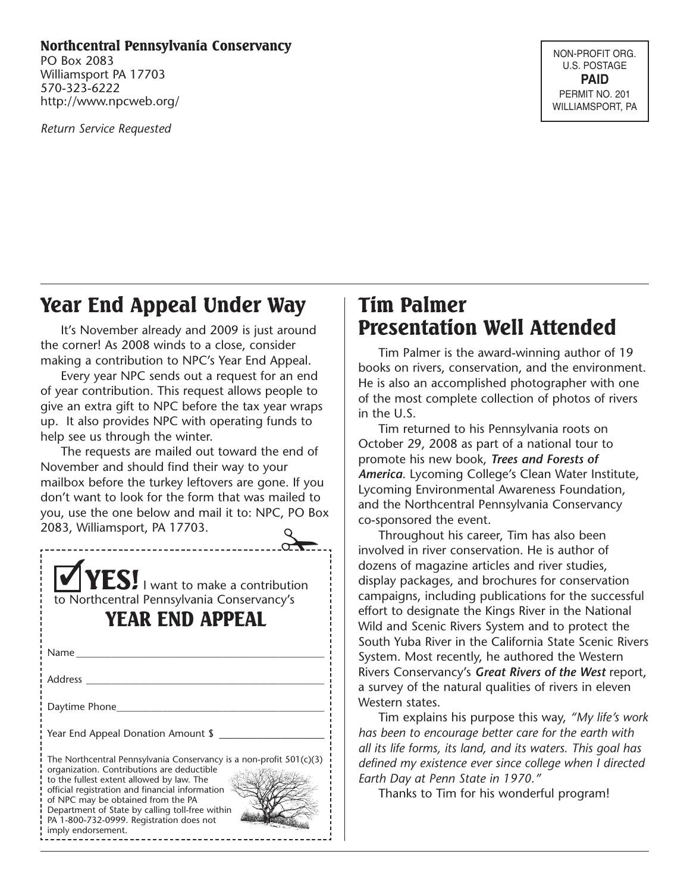**Northcentral Pennsylvania Conservancy**
PO Box 2083
Williamsport PA 17703
570-323-6222
http://www.npcweb.org/

*Return Service Requested*

NON-PROFIT ORG.
U.S. POSTAGE
**PAID**
PERMIT NO. 201
WILLIAMSPORT, PA

## Year End Appeal Under Way

It's November already and 2009 is just around the corner! As 2008 winds to a close, consider making a contribution to NPC's Year End Appeal.

Every year NPC sends out a request for an end of year contribution. This request allows people to give an extra gift to NPC before the tax year wraps up. It also provides NPC with operating funds to help see us through the winter.

The requests are mailed out toward the end of November and should find their way to your mailbox before the turkey leftovers are gone. If you don't want to look for the form that was mailed to you, use the one below and mail it to: NPC, PO Box 2083, Williamsport, PA 17703.

☑ **YES!** I want to make a contribution to Northcentral Pennsylvania Conservancy's

### YEAR END APPEAL

Name ____________________________________________

Address __________________________________________

Daytime Phone ____________________________________

Year End Appeal Donation Amount $ ________________

The Northcentral Pennsylvania Conservancy is a non-profit 501(c)(3) organization. Contributions are deductible to the fullest extent allowed by law. The official registration and financial information of NPC may be obtained from the PA Department of State by calling toll-free within PA 1-800-732-0999. Registration does not imply endorsement.

## Tim Palmer Presentation Well Attended

Tim Palmer is the award-winning author of 19 books on rivers, conservation, and the environment. He is also an accomplished photographer with one of the most complete collection of photos of rivers in the U.S.

Tim returned to his Pennsylvania roots on October 29, 2008 as part of a national tour to promote his new book, ***Trees and Forests of America***. Lycoming College's Clean Water Institute, Lycoming Environmental Awareness Foundation, and the Northcentral Pennsylvania Conservancy co-sponsored the event.

Throughout his career, Tim has also been involved in river conservation. He is author of dozens of magazine articles and river studies, display packages, and brochures for conservation campaigns, including publications for the successful effort to designate the Kings River in the National Wild and Scenic Rivers System and to protect the South Yuba River in the California State Scenic Rivers System. Most recently, he authored the Western Rivers Conservancy's ***Great Rivers of the West*** report, a survey of the natural qualities of rivers in eleven Western states.

Tim explains his purpose this way, *"My life's work has been to encourage better care for the earth with all its life forms, its land, and its waters. This goal has defined my existence ever since college when I directed Earth Day at Penn State in 1970."*

Thanks to Tim for his wonderful program!